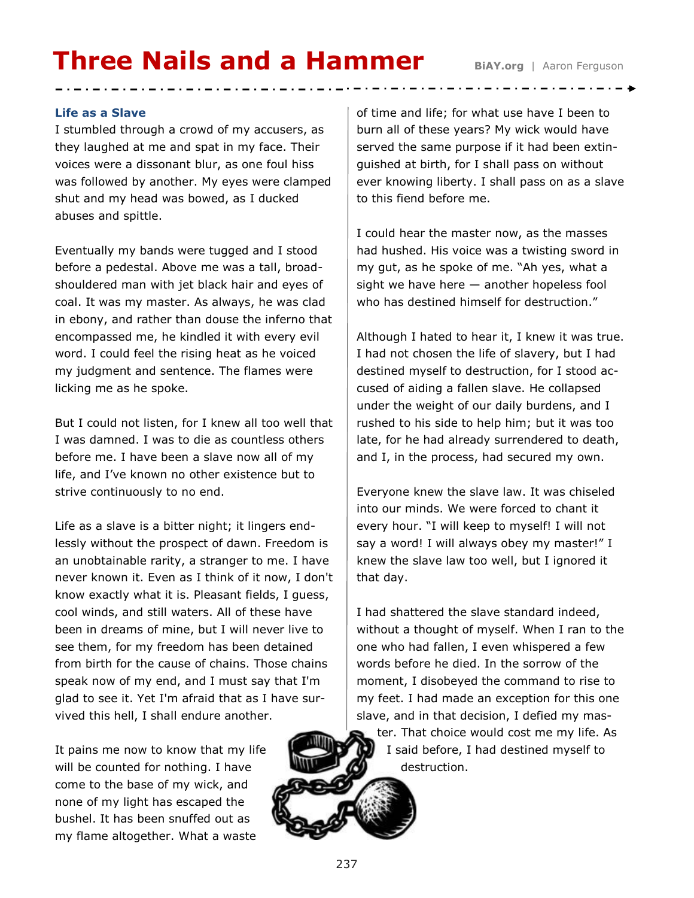# Three Nails and a Hammer

BiAY.org | Aaron Ferguson

### Life as a Slave

I stumbled through a crowd of my accusers, as they laughed at me and spat in my face. Their voices were a dissonant blur, as one foul hiss was followed by another. My eyes were clamped shut and my head was bowed, as I ducked abuses and spittle.

Eventually my bands were tugged and I stood before a pedestal. Above me was a tall, broad-shouldered man with jet black hair and eyes of coal. It was my master. As always, he was clad in ebony, and rather than douse the inferno that encompassed me, he kindled it with every evil word. I could feel the rising heat as he voiced my judgment and sentence. The flames were licking me as he spoke.

But I could not listen, for I knew all too well that I was damned. I was to die as countless others before me. I have been a slave now all of my life, and I've known no other existence but to strive continuously to no end.

Life as a slave is a bitter night; it lingers endlessly without the prospect of dawn. Freedom is an unobtainable rarity, a stranger to me. I have never known it. Even as I think of it now, I don't know exactly what it is. Pleasant fields, I guess, cool winds, and still waters. All of these have been in dreams of mine, but I will never live to see them, for my freedom has been detained from birth for the cause of chains. Those chains speak now of my end, and I must say that I'm glad to see it. Yet I'm afraid that as I have survived this hell, I shall endure another.

It pains me now to know that my life will be counted for nothing. I have come to the base of my wick, and none of my light has escaped the bushel. It has been snuffed out as my flame altogether. What a waste of time and life; for what use have I been to burn all of these years? My wick would have served the same purpose if it had been extinguished at birth, for I shall pass on without ever knowing liberty. I shall pass on as a slave to this fiend before me.

I could hear the master now, as the masses had hushed. His voice was a twisting sword in my gut, as he spoke of me. "Ah yes, what a sight we have here — another hopeless fool who has destined himself for destruction."

Although I hated to hear it, I knew it was true. I had not chosen the life of slavery, but I had destined myself to destruction, for I stood accused of aiding a fallen slave. He collapsed under the weight of our daily burdens, and I rushed to his side to help him; but it was too late, for he had already surrendered to death, and I, in the process, had secured my own.

Everyone knew the slave law. It was chiseled into our minds. We were forced to chant it every hour. "I will keep to myself! I will not say a word! I will always obey my master!" I knew the slave law too well, but I ignored it that day.

I had shattered the slave standard indeed, without a thought of myself. When I ran to the one who had fallen, I even whispered a few words before he died. In the sorrow of the moment, I disobeyed the command to rise to my feet. I had made an exception for this one slave, and in that decision, I defied my master. That choice would cost me my life. As I said before, I had destined myself to destruction.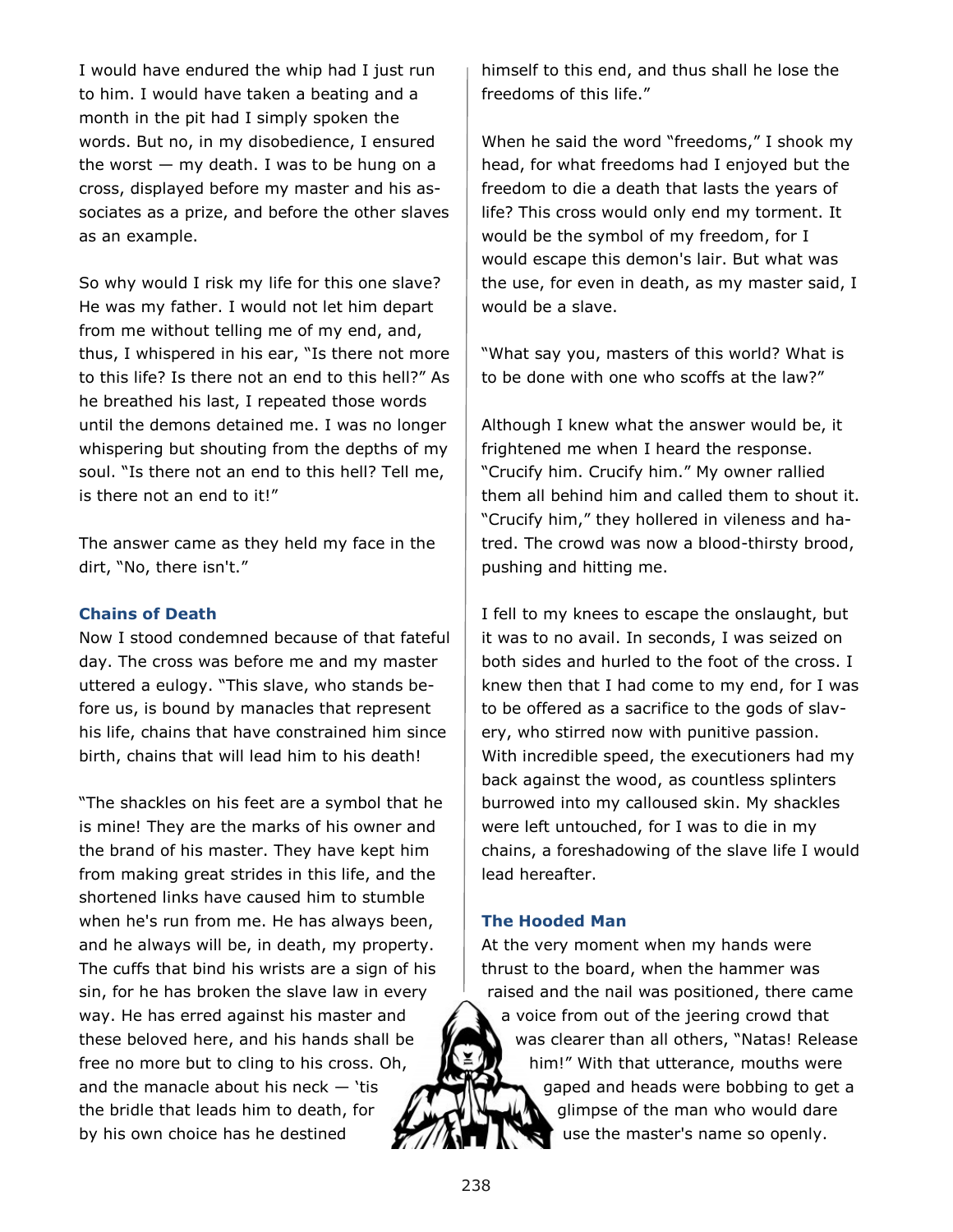I would have endured the whip had I just run to him. I would have taken a beating and a month in the pit had I simply spoken the words. But no, in my disobedience, I ensured the worst — my death. I was to be hung on a cross, displayed before my master and his associates as a prize, and before the other slaves as an example.

So why would I risk my life for this one slave? He was my father. I would not let him depart from me without telling me of my end, and, thus, I whispered in his ear, "Is there not more to this life? Is there not an end to this hell?" As he breathed his last, I repeated those words until the demons detained me. I was no longer whispering but shouting from the depths of my soul. "Is there not an end to this hell? Tell me, is there not an end to it!"

The answer came as they held my face in the dirt, "No, there isn't."

### Chains of Death

Now I stood condemned because of that fateful day. The cross was before me and my master uttered a eulogy. "This slave, who stands before us, is bound by manacles that represent his life, chains that have constrained him since birth, chains that will lead him to his death!

"The shackles on his feet are a symbol that he is mine! They are the marks of his owner and the brand of his master. They have kept him from making great strides in this life, and the shortened links have caused him to stumble when he's run from me. He has always been, and he always will be, in death, my property. The cuffs that bind his wrists are a sign of his sin, for he has broken the slave law in every way. He has erred against his master and these beloved here, and his hands shall be free no more but to cling to his cross. Oh, and the manacle about his neck — 'tis the bridle that leads him to death, for by his own choice has he destined himself to this end, and thus shall he lose the freedoms of this life."

When he said the word "freedoms," I shook my head, for what freedoms had I enjoyed but the freedom to die a death that lasts the years of life? This cross would only end my torment. It would be the symbol of my freedom, for I would escape this demon's lair. But what was the use, for even in death, as my master said, I would be a slave.

"What say you, masters of this world? What is to be done with one who scoffs at the law?"

Although I knew what the answer would be, it frightened me when I heard the response. "Crucify him. Crucify him." My owner rallied them all behind him and called them to shout it. "Crucify him," they hollered in vileness and hatred. The crowd was now a blood-thirsty brood, pushing and hitting me.

I fell to my knees to escape the onslaught, but it was to no avail. In seconds, I was seized on both sides and hurled to the foot of the cross. I knew then that I had come to my end, for I was to be offered as a sacrifice to the gods of slavery, who stirred now with punitive passion. With incredible speed, the executioners had my back against the wood, as countless splinters burrowed into my calloused skin. My shackles were left untouched, for I was to die in my chains, a foreshadowing of the slave life I would lead hereafter.

### The Hooded Man

At the very moment when my hands were thrust to the board, when the hammer was raised and the nail was positioned, there came a voice from out of the jeering crowd that was clearer than all others, "Natas! Release him!" With that utterance, mouths were gaped and heads were bobbing to get a glimpse of the man who would dare use the master's name so openly.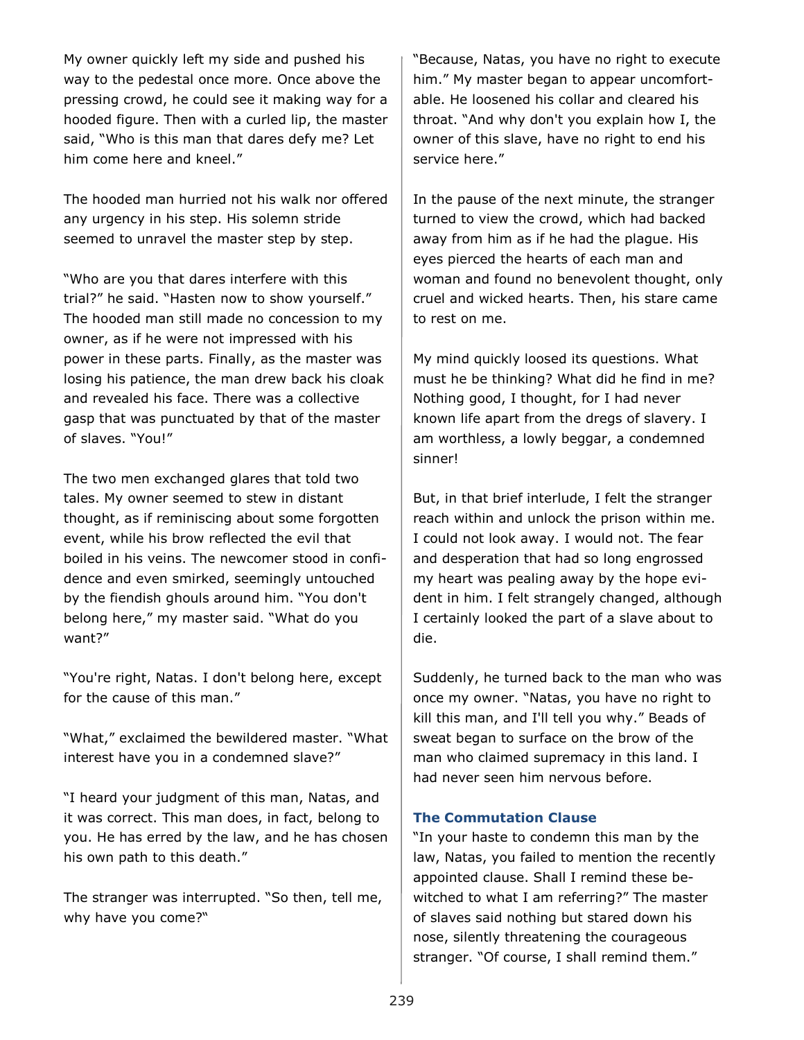My owner quickly left my side and pushed his way to the pedestal once more. Once above the pressing crowd, he could see it making way for a hooded figure. Then with a curled lip, the master said, "Who is this man that dares defy me? Let him come here and kneel."

The hooded man hurried not his walk nor offered any urgency in his step. His solemn stride seemed to unravel the master step by step.

"Who are you that dares interfere with this trial?" he said. "Hasten now to show yourself." The hooded man still made no concession to my owner, as if he were not impressed with his power in these parts. Finally, as the master was losing his patience, the man drew back his cloak and revealed his face. There was a collective gasp that was punctuated by that of the master of slaves. "You!"

The two men exchanged glares that told two tales. My owner seemed to stew in distant thought, as if reminiscing about some forgotten event, while his brow reflected the evil that boiled in his veins. The newcomer stood in confidence and even smirked, seemingly untouched by the fiendish ghouls around him. "You don't belong here," my master said. "What do you want?"

"You're right, Natas. I don't belong here, except for the cause of this man."

"What," exclaimed the bewildered master. "What interest have you in a condemned slave?"

"I heard your judgment of this man, Natas, and it was correct. This man does, in fact, belong to you. He has erred by the law, and he has chosen his own path to this death."

The stranger was interrupted. "So then, tell me, why have you come?"

"Because, Natas, you have no right to execute him." My master began to appear uncomfortable. He loosened his collar and cleared his throat. "And why don't you explain how I, the owner of this slave, have no right to end his service here."

In the pause of the next minute, the stranger turned to view the crowd, which had backed away from him as if he had the plague. His eyes pierced the hearts of each man and woman and found no benevolent thought, only cruel and wicked hearts. Then, his stare came to rest on me.

My mind quickly loosed its questions. What must he be thinking? What did he find in me? Nothing good, I thought, for I had never known life apart from the dregs of slavery. I am worthless, a lowly beggar, a condemned sinner!

But, in that brief interlude, I felt the stranger reach within and unlock the prison within me. I could not look away. I would not. The fear and desperation that had so long engrossed my heart was pealing away by the hope evident in him. I felt strangely changed, although I certainly looked the part of a slave about to die.

Suddenly, he turned back to the man who was once my owner. "Natas, you have no right to kill this man, and I'll tell you why." Beads of sweat began to surface on the brow of the man who claimed supremacy in this land. I had never seen him nervous before.

### The Commutation Clause

"In your haste to condemn this man by the law, Natas, you failed to mention the recently appointed clause. Shall I remind these bewitched to what I am referring?" The master of slaves said nothing but stared down his nose, silently threatening the courageous stranger. "Of course, I shall remind them."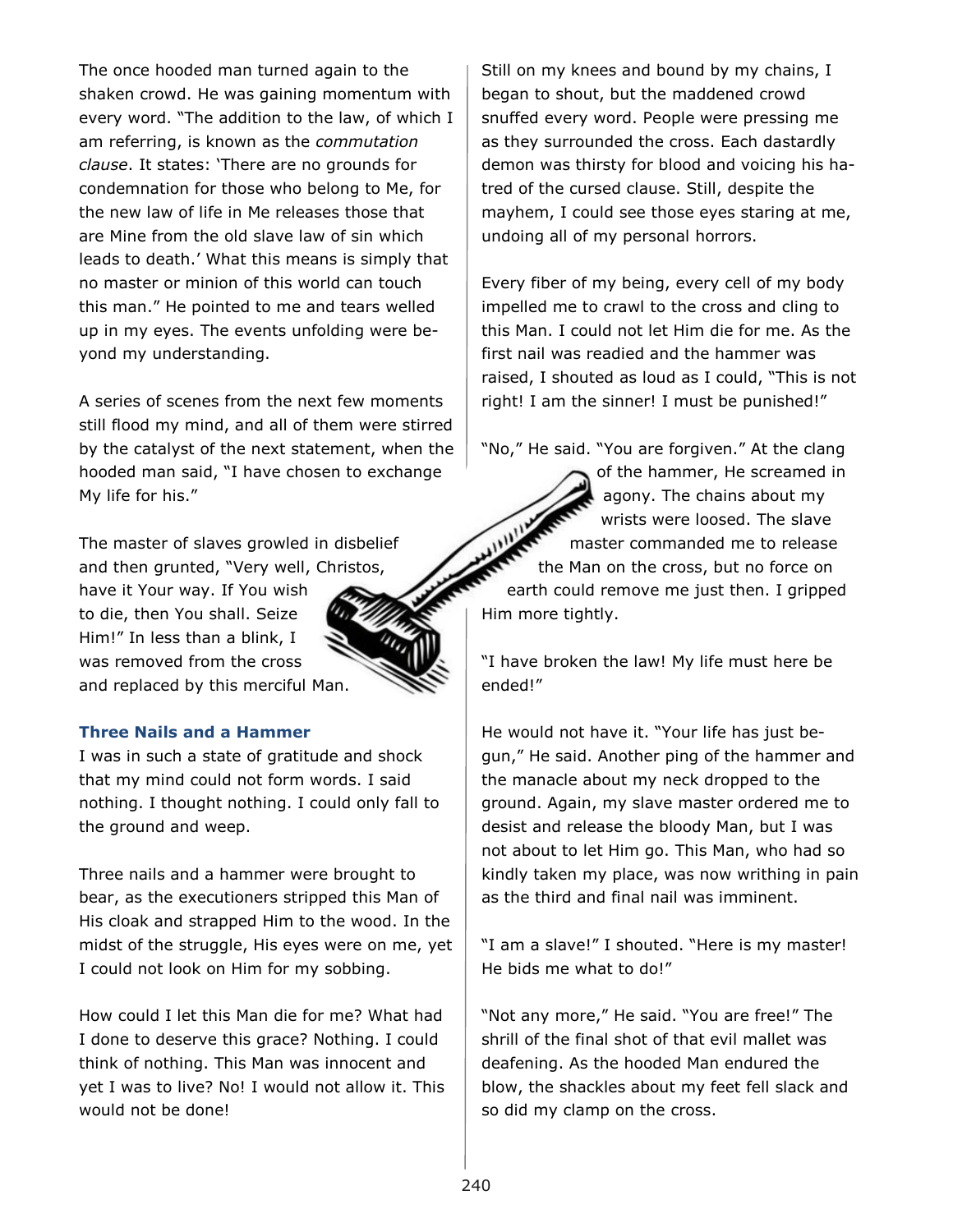The once hooded man turned again to the shaken crowd. He was gaining momentum with every word. "The addition to the law, of which I am referring, is known as the *commutation clause*. It states: 'There are no grounds for condemnation for those who belong to Me, for the new law of life in Me releases those that are Mine from the old slave law of sin which leads to death.' What this means is simply that no master or minion of this world can touch this man." He pointed to me and tears welled up in my eyes. The events unfolding were beyond my understanding.

A series of scenes from the next few moments still flood my mind, and all of them were stirred by the catalyst of the next statement, when the hooded man said, "I have chosen to exchange My life for his."

The master of slaves growled in disbelief and then grunted, "Very well, Christos, have it Your way. If You wish to die, then You shall. Seize Him!" In less than a blink, I was removed from the cross and replaced by this merciful Man.

### Three Nails and a Hammer

I was in such a state of gratitude and shock that my mind could not form words. I said nothing. I thought nothing. I could only fall to the ground and weep.

Three nails and a hammer were brought to bear, as the executioners stripped this Man of His cloak and strapped Him to the wood. In the midst of the struggle, His eyes were on me, yet I could not look on Him for my sobbing.

How could I let this Man die for me? What had I done to deserve this grace? Nothing. I could think of nothing. This Man was innocent and yet I was to live? No! I would not allow it. This would not be done!

Still on my knees and bound by my chains, I began to shout, but the maddened crowd snuffed every word. People were pressing me as they surrounded the cross. Each dastardly demon was thirsty for blood and voicing his hatred of the cursed clause. Still, despite the mayhem, I could see those eyes staring at me, undoing all of my personal horrors.

Every fiber of my being, every cell of my body impelled me to crawl to the cross and cling to this Man. I could not let Him die for me. As the first nail was readied and the hammer was raised, I shouted as loud as I could, "This is not right! I am the sinner! I must be punished!"

"No," He said. "You are forgiven." At the clang of the hammer, He screamed in agony. The chains about my wrists were loosed. The slave master commanded me to release the Man on the cross, but no force on earth could remove me just then. I gripped Him more tightly.

"I have broken the law! My life must here be ended!"

He would not have it. "Your life has just begun," He said. Another ping of the hammer and the manacle about my neck dropped to the ground. Again, my slave master ordered me to desist and release the bloody Man, but I was not about to let Him go. This Man, who had so kindly taken my place, was now writhing in pain as the third and final nail was imminent.

"I am a slave!" I shouted. "Here is my master! He bids me what to do!"

"Not any more," He said. "You are free!" The shrill of the final shot of that evil mallet was deafening. As the hooded Man endured the blow, the shackles about my feet fell slack and so did my clamp on the cross.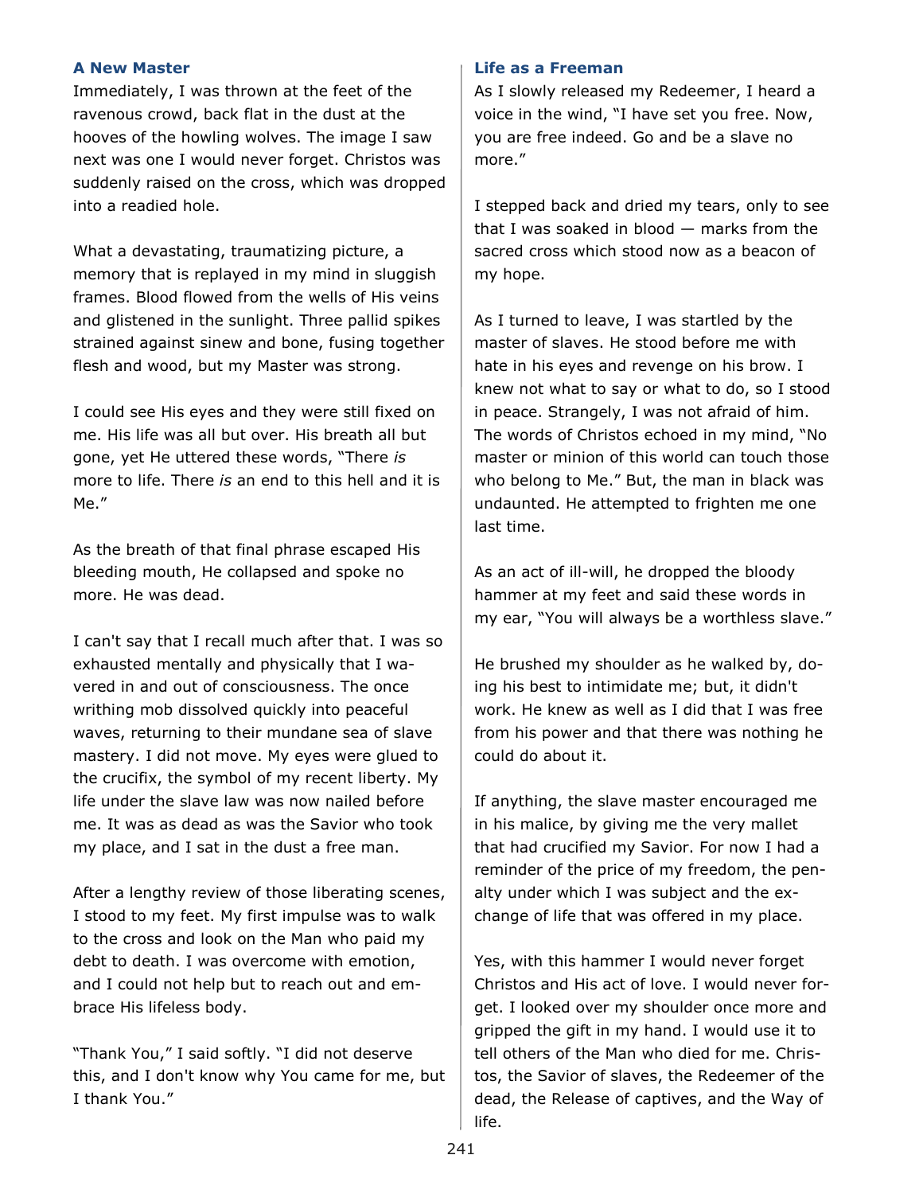### A New Master

Immediately, I was thrown at the feet of the ravenous crowd, back flat in the dust at the hooves of the howling wolves. The image I saw next was one I would never forget. Christos was suddenly raised on the cross, which was dropped into a readied hole.

What a devastating, traumatizing picture, a memory that is replayed in my mind in sluggish frames. Blood flowed from the wells of His veins and glistened in the sunlight. Three pallid spikes strained against sinew and bone, fusing together flesh and wood, but my Master was strong.

I could see His eyes and they were still fixed on me. His life was all but over. His breath all but gone, yet He uttered these words, "There *is* more to life. There *is* an end to this hell and it is Me."

As the breath of that final phrase escaped His bleeding mouth, He collapsed and spoke no more. He was dead.

I can't say that I recall much after that. I was so exhausted mentally and physically that I wavered in and out of consciousness. The once writhing mob dissolved quickly into peaceful waves, returning to their mundane sea of slave mastery. I did not move. My eyes were glued to the crucifix, the symbol of my recent liberty. My life under the slave law was now nailed before me. It was as dead as was the Savior who took my place, and I sat in the dust a free man.

After a lengthy review of those liberating scenes, I stood to my feet. My first impulse was to walk to the cross and look on the Man who paid my debt to death. I was overcome with emotion, and I could not help but to reach out and embrace His lifeless body.

"Thank You," I said softly. "I did not deserve this, and I don't know why You came for me, but I thank You."

### Life as a Freeman

As I slowly released my Redeemer, I heard a voice in the wind, "I have set you free. Now, you are free indeed. Go and be a slave no more."

I stepped back and dried my tears, only to see that I was soaked in blood — marks from the sacred cross which stood now as a beacon of my hope.

As I turned to leave, I was startled by the master of slaves. He stood before me with hate in his eyes and revenge on his brow. I knew not what to say or what to do, so I stood in peace. Strangely, I was not afraid of him. The words of Christos echoed in my mind, "No master or minion of this world can touch those who belong to Me." But, the man in black was undaunted. He attempted to frighten me one last time.

As an act of ill-will, he dropped the bloody hammer at my feet and said these words in my ear, "You will always be a worthless slave."

He brushed my shoulder as he walked by, doing his best to intimidate me; but, it didn't work. He knew as well as I did that I was free from his power and that there was nothing he could do about it.

If anything, the slave master encouraged me in his malice, by giving me the very mallet that had crucified my Savior. For now I had a reminder of the price of my freedom, the penalty under which I was subject and the exchange of life that was offered in my place.

Yes, with this hammer I would never forget Christos and His act of love. I would never forget. I looked over my shoulder once more and gripped the gift in my hand. I would use it to tell others of the Man who died for me. Christos, the Savior of slaves, the Redeemer of the dead, the Release of captives, and the Way of life.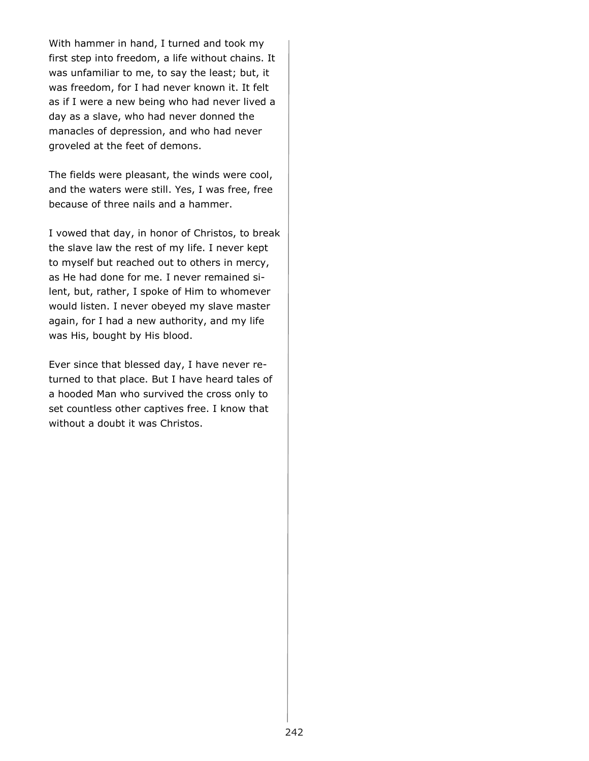With hammer in hand, I turned and took my first step into freedom, a life without chains. It was unfamiliar to me, to say the least; but, it was freedom, for I had never known it. It felt as if I were a new being who had never lived a day as a slave, who had never donned the manacles of depression, and who had never groveled at the feet of demons.

The fields were pleasant, the winds were cool, and the waters were still. Yes, I was free, free because of three nails and a hammer.

I vowed that day, in honor of Christos, to break the slave law the rest of my life. I never kept to myself but reached out to others in mercy, as He had done for me. I never remained silent, but, rather, I spoke of Him to whomever would listen. I never obeyed my slave master again, for I had a new authority, and my life was His, bought by His blood.

Ever since that blessed day, I have never returned to that place. But I have heard tales of a hooded Man who survived the cross only to set countless other captives free. I know that without a doubt it was Christos.